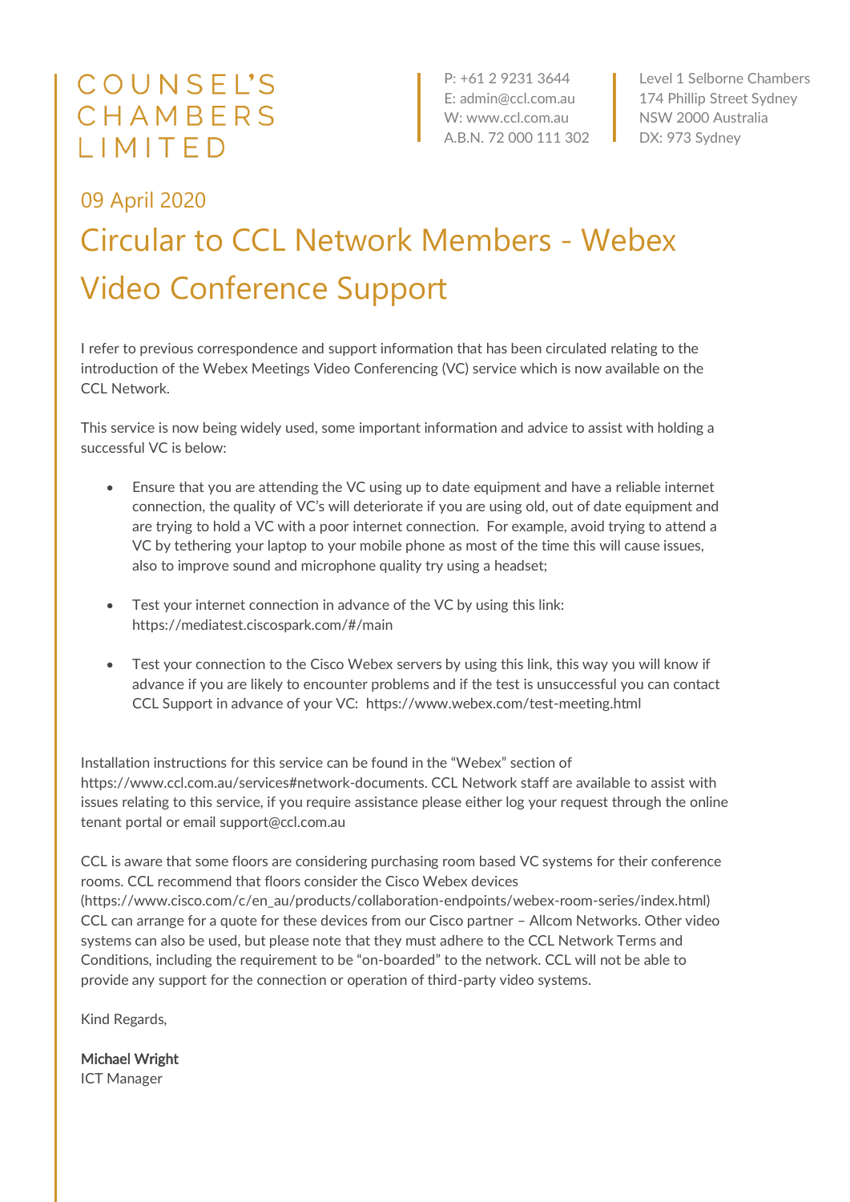COUNSEL'S CHAMBERS LIMITED

P: +61 2 9231 3644
E: admin@ccl.com.au
W: www.ccl.com.au
A.B.N. 72 000 111 302

Level 1 Selborne Chambers
174 Phillip Street Sydney
NSW 2000 Australia
DX: 973 Sydney

09 April 2020

# Circular to CCL Network Members - Webex Video Conference Support

I refer to previous correspondence and support information that has been circulated relating to the introduction of the Webex Meetings Video Conferencing (VC) service which is now available on the CCL Network.

This service is now being widely used, some important information and advice to assist with holding a successful VC is below:

- Ensure that you are attending the VC using up to date equipment and have a reliable internet connection, the quality of VC's will deteriorate if you are using old, out of date equipment and are trying to hold a VC with a poor internet connection. For example, avoid trying to attend a VC by tethering your laptop to your mobile phone as most of the time this will cause issues, also to improve sound and microphone quality try using a headset;

- Test your internet connection in advance of the VC by using this link: https://mediatest.ciscospark.com/#/main

- Test your connection to the Cisco Webex servers by using this link, this way you will know if advance if you are likely to encounter problems and if the test is unsuccessful you can contact CCL Support in advance of your VC: https://www.webex.com/test-meeting.html

Installation instructions for this service can be found in the "Webex" section of https://www.ccl.com.au/services#network-documents. CCL Network staff are available to assist with issues relating to this service, if you require assistance please either log your request through the online tenant portal or email support@ccl.com.au

CCL is aware that some floors are considering purchasing room based VC systems for their conference rooms. CCL recommend that floors consider the Cisco Webex devices (https://www.cisco.com/c/en_au/products/collaboration-endpoints/webex-room-series/index.html) CCL can arrange for a quote for these devices from our Cisco partner – Allcom Networks. Other video systems can also be used, but please note that they must adhere to the CCL Network Terms and Conditions, including the requirement to be "on-boarded" to the network. CCL will not be able to provide any support for the connection or operation of third-party video systems.

Kind Regards,

**Michael Wright**
ICT Manager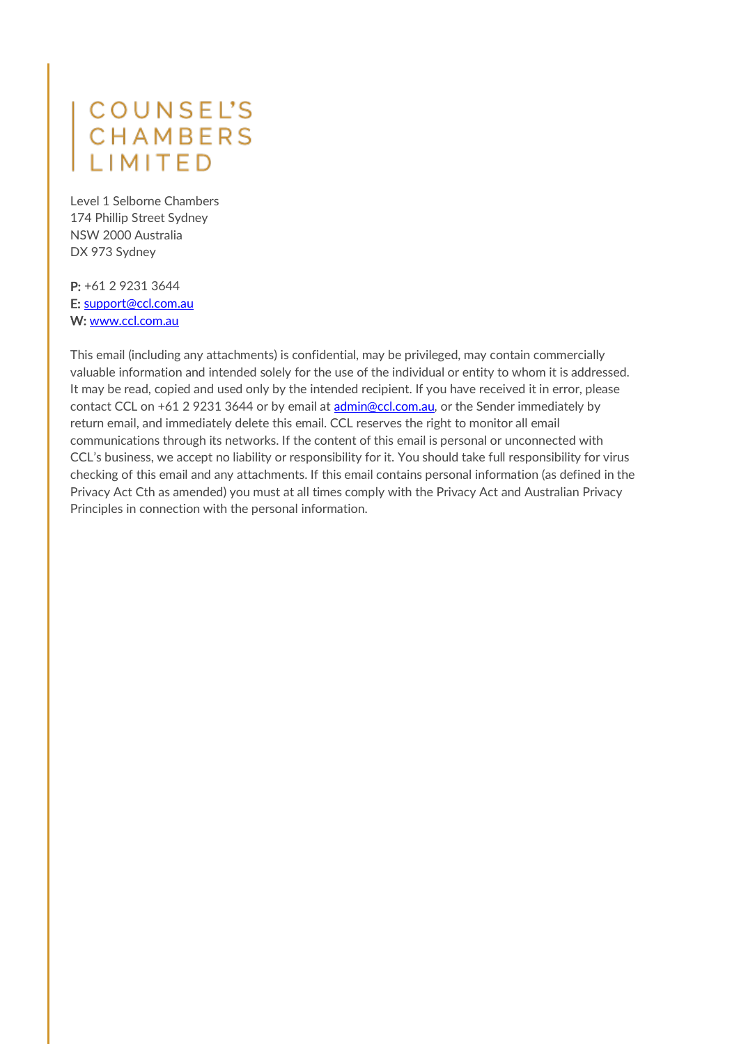COUNSEL'S
CHAMBERS
LIMITED

Level 1 Selborne Chambers
174 Phillip Street Sydney
NSW 2000 Australia
DX 973 Sydney

**P:** +61 2 9231 3644
**E:** support@ccl.com.au
**W:** www.ccl.com.au

This email (including any attachments) is confidential, may be privileged, may contain commercially valuable information and intended solely for the use of the individual or entity to whom it is addressed. It may be read, copied and used only by the intended recipient. If you have received it in error, please contact CCL on +61 2 9231 3644 or by email at admin@ccl.com.au, or the Sender immediately by return email, and immediately delete this email. CCL reserves the right to monitor all email communications through its networks. If the content of this email is personal or unconnected with CCL's business, we accept no liability or responsibility for it. You should take full responsibility for virus checking of this email and any attachments. If this email contains personal information (as defined in the Privacy Act Cth as amended) you must at all times comply with the Privacy Act and Australian Privacy Principles in connection with the personal information.